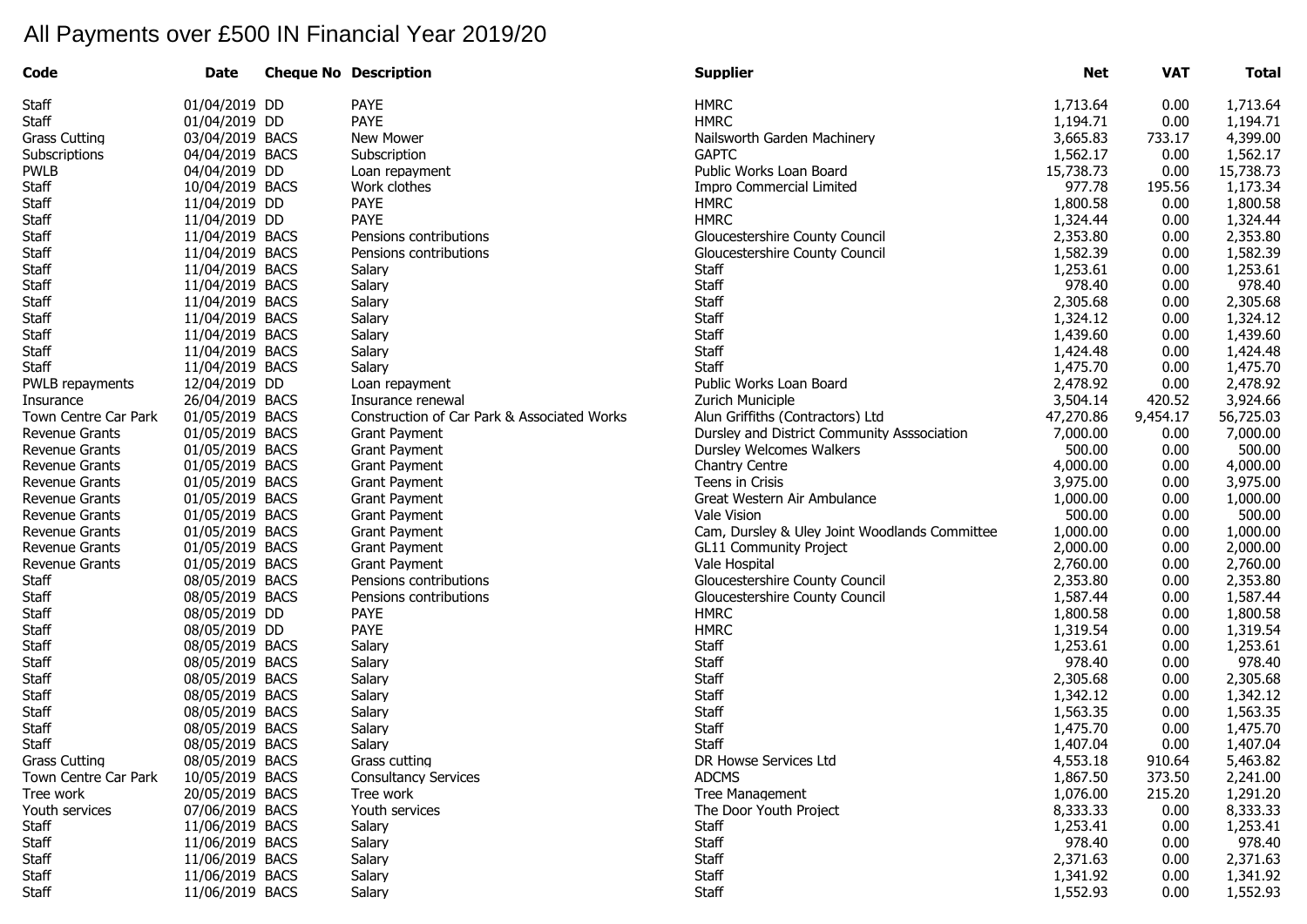# All Payments over £500 IN Financial Year 2019/20

| Code | Date | Cheque No | Description | Supplier | Net | VAT | Total |
|---|---|---|---|---|---|---|---|
| Staff | 01/04/2019 | DD | PAYE | HMRC | 1,713.64 | 0.00 | 1,713.64 |
| Staff | 01/04/2019 | DD | PAYE | HMRC | 1,194.71 | 0.00 | 1,194.71 |
| Grass Cutting | 03/04/2019 | BACS | New Mower | Nailsworth Garden Machinery | 3,665.83 | 733.17 | 4,399.00 |
| Subscriptions | 04/04/2019 | BACS | Subscription | GAPTC | 1,562.17 | 0.00 | 1,562.17 |
| PWLB | 04/04/2019 | DD | Loan repayment | Public Works Loan Board | 15,738.73 | 0.00 | 15,738.73 |
| Staff | 10/04/2019 | BACS | Work clothes | Impro Commercial Limited | 977.78 | 195.56 | 1,173.34 |
| Staff | 11/04/2019 | DD | PAYE | HMRC | 1,800.58 | 0.00 | 1,800.58 |
| Staff | 11/04/2019 | DD | PAYE | HMRC | 1,324.44 | 0.00 | 1,324.44 |
| Staff | 11/04/2019 | BACS | Pensions contributions | Gloucestershire County Council | 2,353.80 | 0.00 | 2,353.80 |
| Staff | 11/04/2019 | BACS | Pensions contributions | Gloucestershire County Council | 1,582.39 | 0.00 | 1,582.39 |
| Staff | 11/04/2019 | BACS | Salary | Staff | 1,253.61 | 0.00 | 1,253.61 |
| Staff | 11/04/2019 | BACS | Salary | Staff | 978.40 | 0.00 | 978.40 |
| Staff | 11/04/2019 | BACS | Salary | Staff | 2,305.68 | 0.00 | 2,305.68 |
| Staff | 11/04/2019 | BACS | Salary | Staff | 1,324.12 | 0.00 | 1,324.12 |
| Staff | 11/04/2019 | BACS | Salary | Staff | 1,439.60 | 0.00 | 1,439.60 |
| Staff | 11/04/2019 | BACS | Salary | Staff | 1,424.48 | 0.00 | 1,424.48 |
| Staff | 11/04/2019 | BACS | Salary | Staff | 1,475.70 | 0.00 | 1,475.70 |
| PWLB repayments | 12/04/2019 | DD | Loan repayment | Public Works Loan Board | 2,478.92 | 0.00 | 2,478.92 |
| Insurance | 26/04/2019 | BACS | Insurance renewal | Zurich Municiple | 3,504.14 | 420.52 | 3,924.66 |
| Town Centre Car Park | 01/05/2019 | BACS | Construction of Car Park & Associated Works | Alun Griffiths (Contractors) Ltd | 47,270.86 | 9,454.17 | 56,725.03 |
| Revenue Grants | 01/05/2019 | BACS | Grant Payment | Dursley and District Community Asssociation | 7,000.00 | 0.00 | 7,000.00 |
| Revenue Grants | 01/05/2019 | BACS | Grant Payment | Dursley Welcomes Walkers | 500.00 | 0.00 | 500.00 |
| Revenue Grants | 01/05/2019 | BACS | Grant Payment | Chantry Centre | 4,000.00 | 0.00 | 4,000.00 |
| Revenue Grants | 01/05/2019 | BACS | Grant Payment | Teens in Crisis | 3,975.00 | 0.00 | 3,975.00 |
| Revenue Grants | 01/05/2019 | BACS | Grant Payment | Great Western Air Ambulance | 1,000.00 | 0.00 | 1,000.00 |
| Revenue Grants | 01/05/2019 | BACS | Grant Payment | Vale Vision | 500.00 | 0.00 | 500.00 |
| Revenue Grants | 01/05/2019 | BACS | Grant Payment | Cam, Dursley & Uley Joint Woodlands Committee | 1,000.00 | 0.00 | 1,000.00 |
| Revenue Grants | 01/05/2019 | BACS | Grant Payment | GL11 Community Project | 2,000.00 | 0.00 | 2,000.00 |
| Revenue Grants | 01/05/2019 | BACS | Grant Payment | Vale Hospital | 2,760.00 | 0.00 | 2,760.00 |
| Staff | 08/05/2019 | BACS | Pensions contributions | Gloucestershire County Council | 2,353.80 | 0.00 | 2,353.80 |
| Staff | 08/05/2019 | BACS | Pensions contributions | Gloucestershire County Council | 1,587.44 | 0.00 | 1,587.44 |
| Staff | 08/05/2019 | DD | PAYE | HMRC | 1,800.58 | 0.00 | 1,800.58 |
| Staff | 08/05/2019 | DD | PAYE | HMRC | 1,319.54 | 0.00 | 1,319.54 |
| Staff | 08/05/2019 | BACS | Salary | Staff | 1,253.61 | 0.00 | 1,253.61 |
| Staff | 08/05/2019 | BACS | Salary | Staff | 978.40 | 0.00 | 978.40 |
| Staff | 08/05/2019 | BACS | Salary | Staff | 2,305.68 | 0.00 | 2,305.68 |
| Staff | 08/05/2019 | BACS | Salary | Staff | 1,342.12 | 0.00 | 1,342.12 |
| Staff | 08/05/2019 | BACS | Salary | Staff | 1,563.35 | 0.00 | 1,563.35 |
| Staff | 08/05/2019 | BACS | Salary | Staff | 1,475.70 | 0.00 | 1,475.70 |
| Staff | 08/05/2019 | BACS | Salary | Staff | 1,407.04 | 0.00 | 1,407.04 |
| Grass Cutting | 08/05/2019 | BACS | Grass cutting | DR Howse Services Ltd | 4,553.18 | 910.64 | 5,463.82 |
| Town Centre Car Park | 10/05/2019 | BACS | Consultancy Services | ADCMS | 1,867.50 | 373.50 | 2,241.00 |
| Tree work | 20/05/2019 | BACS | Tree work | Tree Management | 1,076.00 | 215.20 | 1,291.20 |
| Youth services | 07/06/2019 | BACS | Youth services | The Door Youth Project | 8,333.33 | 0.00 | 8,333.33 |
| Staff | 11/06/2019 | BACS | Salary | Staff | 1,253.41 | 0.00 | 1,253.41 |
| Staff | 11/06/2019 | BACS | Salary | Staff | 978.40 | 0.00 | 978.40 |
| Staff | 11/06/2019 | BACS | Salary | Staff | 2,371.63 | 0.00 | 2,371.63 |
| Staff | 11/06/2019 | BACS | Salary | Staff | 1,341.92 | 0.00 | 1,341.92 |
| Staff | 11/06/2019 | BACS | Salary | Staff | 1,552.93 | 0.00 | 1,552.93 |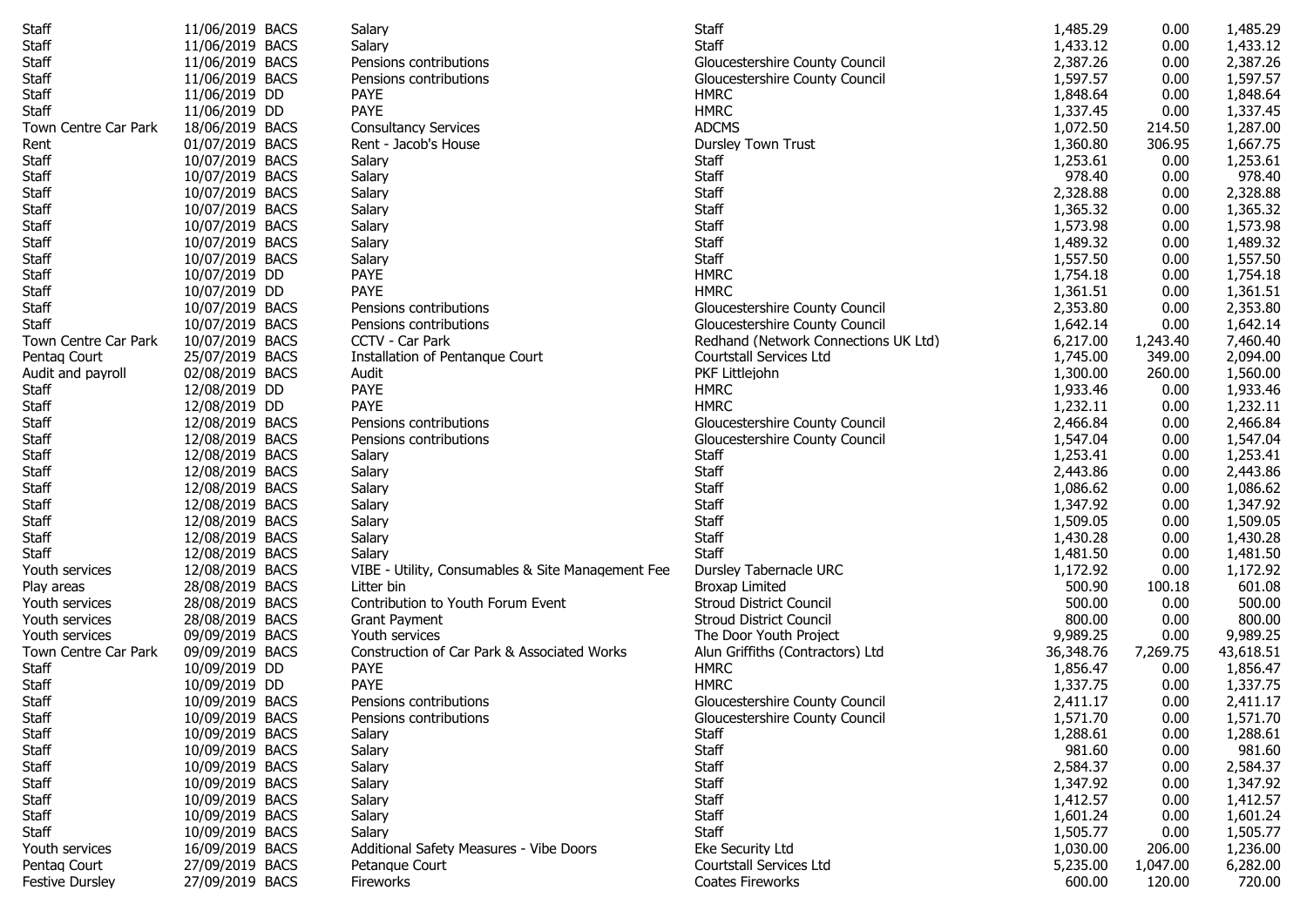| | | | | | | | |
|---|---|---|---|---|---|---|---|
| Staff | 11/06/2019 | BACS | Salary | Staff | 1,485.29 | 0.00 | 1,485.29 |
| Staff | 11/06/2019 | BACS | Salary | Staff | 1,433.12 | 0.00 | 1,433.12 |
| Staff | 11/06/2019 | BACS | Pensions contributions | Gloucestershire County Council | 2,387.26 | 0.00 | 2,387.26 |
| Staff | 11/06/2019 | BACS | Pensions contributions | Gloucestershire County Council | 1,597.57 | 0.00 | 1,597.57 |
| Staff | 11/06/2019 | DD | PAYE | HMRC | 1,848.64 | 0.00 | 1,848.64 |
| Staff | 11/06/2019 | DD | PAYE | HMRC | 1,337.45 | 0.00 | 1,337.45 |
| Town Centre Car Park | 18/06/2019 | BACS | Consultancy Services | ADCMS | 1,072.50 | 214.50 | 1,287.00 |
| Rent | 01/07/2019 | BACS | Rent - Jacob's House | Dursley Town Trust | 1,360.80 | 306.95 | 1,667.75 |
| Staff | 10/07/2019 | BACS | Salary | Staff | 1,253.61 | 0.00 | 1,253.61 |
| Staff | 10/07/2019 | BACS | Salary | Staff | 978.40 | 0.00 | 978.40 |
| Staff | 10/07/2019 | BACS | Salary | Staff | 2,328.88 | 0.00 | 2,328.88 |
| Staff | 10/07/2019 | BACS | Salary | Staff | 1,365.32 | 0.00 | 1,365.32 |
| Staff | 10/07/2019 | BACS | Salary | Staff | 1,573.98 | 0.00 | 1,573.98 |
| Staff | 10/07/2019 | BACS | Salary | Staff | 1,489.32 | 0.00 | 1,489.32 |
| Staff | 10/07/2019 | BACS | Salary | Staff | 1,557.50 | 0.00 | 1,557.50 |
| Staff | 10/07/2019 | DD | PAYE | HMRC | 1,754.18 | 0.00 | 1,754.18 |
| Staff | 10/07/2019 | DD | PAYE | HMRC | 1,361.51 | 0.00 | 1,361.51 |
| Staff | 10/07/2019 | BACS | Pensions contributions | Gloucestershire County Council | 2,353.80 | 0.00 | 2,353.80 |
| Staff | 10/07/2019 | BACS | Pensions contributions | Gloucestershire County Council | 1,642.14 | 0.00 | 1,642.14 |
| Town Centre Car Park | 10/07/2019 | BACS | CCTV - Car Park | Redhand (Network Connections UK Ltd) | 6,217.00 | 1,243.40 | 7,460.40 |
| Pentaq Court | 25/07/2019 | BACS | Installation of Pentanque Court | Courtstall Services Ltd | 1,745.00 | 349.00 | 2,094.00 |
| Audit and payroll | 02/08/2019 | BACS | Audit | PKF Littlejohn | 1,300.00 | 260.00 | 1,560.00 |
| Staff | 12/08/2019 | DD | PAYE | HMRC | 1,933.46 | 0.00 | 1,933.46 |
| Staff | 12/08/2019 | DD | PAYE | HMRC | 1,232.11 | 0.00 | 1,232.11 |
| Staff | 12/08/2019 | BACS | Pensions contributions | Gloucestershire County Council | 2,466.84 | 0.00 | 2,466.84 |
| Staff | 12/08/2019 | BACS | Pensions contributions | Gloucestershire County Council | 1,547.04 | 0.00 | 1,547.04 |
| Staff | 12/08/2019 | BACS | Salary | Staff | 1,253.41 | 0.00 | 1,253.41 |
| Staff | 12/08/2019 | BACS | Salary | Staff | 2,443.86 | 0.00 | 2,443.86 |
| Staff | 12/08/2019 | BACS | Salary | Staff | 1,086.62 | 0.00 | 1,086.62 |
| Staff | 12/08/2019 | BACS | Salary | Staff | 1,347.92 | 0.00 | 1,347.92 |
| Staff | 12/08/2019 | BACS | Salary | Staff | 1,509.05 | 0.00 | 1,509.05 |
| Staff | 12/08/2019 | BACS | Salary | Staff | 1,430.28 | 0.00 | 1,430.28 |
| Staff | 12/08/2019 | BACS | Salary | Staff | 1,481.50 | 0.00 | 1,481.50 |
| Youth services | 12/08/2019 | BACS | VIBE - Utility, Consumables & Site Management Fee | Dursley Tabernacle URC | 1,172.92 | 0.00 | 1,172.92 |
| Play areas | 28/08/2019 | BACS | Litter bin | Broxap Limited | 500.90 | 100.18 | 601.08 |
| Youth services | 28/08/2019 | BACS | Contribution to Youth Forum Event | Stroud District Council | 500.00 | 0.00 | 500.00 |
| Youth services | 28/08/2019 | BACS | Grant Payment | Stroud District Council | 800.00 | 0.00 | 800.00 |
| Youth services | 09/09/2019 | BACS | Youth services | The Door Youth Project | 9,989.25 | 0.00 | 9,989.25 |
| Town Centre Car Park | 09/09/2019 | BACS | Construction of Car Park & Associated Works | Alun Griffiths (Contractors) Ltd | 36,348.76 | 7,269.75 | 43,618.51 |
| Staff | 10/09/2019 | DD | PAYE | HMRC | 1,856.47 | 0.00 | 1,856.47 |
| Staff | 10/09/2019 | DD | PAYE | HMRC | 1,337.75 | 0.00 | 1,337.75 |
| Staff | 10/09/2019 | BACS | Pensions contributions | Gloucestershire County Council | 2,411.17 | 0.00 | 2,411.17 |
| Staff | 10/09/2019 | BACS | Pensions contributions | Gloucestershire County Council | 1,571.70 | 0.00 | 1,571.70 |
| Staff | 10/09/2019 | BACS | Salary | Staff | 1,288.61 | 0.00 | 1,288.61 |
| Staff | 10/09/2019 | BACS | Salary | Staff | 981.60 | 0.00 | 981.60 |
| Staff | 10/09/2019 | BACS | Salary | Staff | 2,584.37 | 0.00 | 2,584.37 |
| Staff | 10/09/2019 | BACS | Salary | Staff | 1,347.92 | 0.00 | 1,347.92 |
| Staff | 10/09/2019 | BACS | Salary | Staff | 1,412.57 | 0.00 | 1,412.57 |
| Staff | 10/09/2019 | BACS | Salary | Staff | 1,601.24 | 0.00 | 1,601.24 |
| Staff | 10/09/2019 | BACS | Salary | Staff | 1,505.77 | 0.00 | 1,505.77 |
| Youth services | 16/09/2019 | BACS | Additional Safety Measures - Vibe Doors | Eke Security Ltd | 1,030.00 | 206.00 | 1,236.00 |
| Pentaq Court | 27/09/2019 | BACS | Petanque Court | Courtstall Services Ltd | 5,235.00 | 1,047.00 | 6,282.00 |
| Festive Dursley | 27/09/2019 | BACS | Fireworks | Coates Fireworks | 600.00 | 120.00 | 720.00 |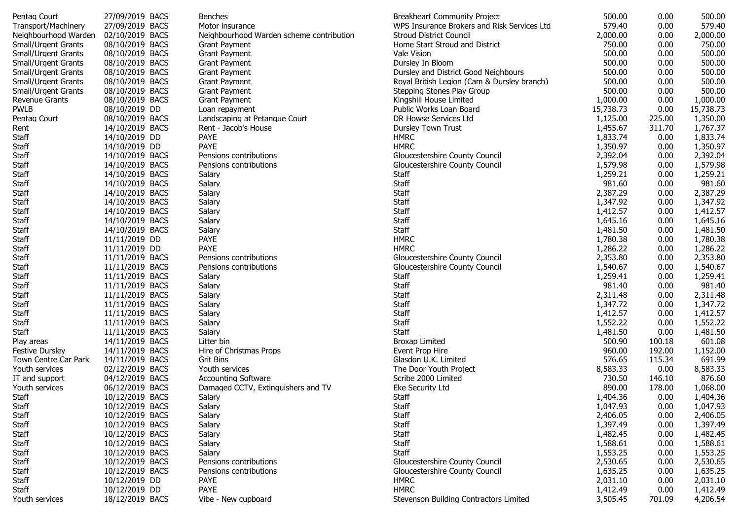| | | | | | | | |
|---|---|---|---|---|---|---|---|
| Pentaq Court | 27/09/2019 | BACS | Benches | Breakheart Community Project | 500.00 | 0.00 | 500.00 |
| Transport/Machinery | 27/09/2019 | BACS | Motor insurance | WPS Insurance Brokers and Risk Services Ltd | 579.40 | 0.00 | 579.40 |
| Neighbourhood Warden | 02/10/2019 | BACS | Neighbourhood Warden scheme contribution | Stroud District Council | 2,000.00 | 0.00 | 2,000.00 |
| Small/Urgent Grants | 08/10/2019 | BACS | Grant Payment | Home Start Stroud and District | 750.00 | 0.00 | 750.00 |
| Small/Urgent Grants | 08/10/2019 | BACS | Grant Payment | Vale Vision | 500.00 | 0.00 | 500.00 |
| Small/Urgent Grants | 08/10/2019 | BACS | Grant Payment | Dursley In Bloom | 500.00 | 0.00 | 500.00 |
| Small/Urgent Grants | 08/10/2019 | BACS | Grant Payment | Dursley and District Good Neighbours | 500.00 | 0.00 | 500.00 |
| Small/Urgent Grants | 08/10/2019 | BACS | Grant Payment | Royal British Legion (Cam & Dursley branch) | 500.00 | 0.00 | 500.00 |
| Small/Urgent Grants | 08/10/2019 | BACS | Grant Payment | Stepping Stones Play Group | 500.00 | 0.00 | 500.00 |
| Revenue Grants | 08/10/2019 | BACS | Grant Payment | Kingshill House Limited | 1,000.00 | 0.00 | 1,000.00 |
| PWLB | 08/10/2019 | DD | Loan repayment | Public Works Loan Board | 15,738.73 | 0.00 | 15,738.73 |
| Pentaq Court | 08/10/2019 | BACS | Landscaping at Petanque Court | DR Howse Services Ltd | 1,125.00 | 225.00 | 1,350.00 |
| Rent | 14/10/2019 | BACS | Rent - Jacob's House | Dursley Town Trust | 1,455.67 | 311.70 | 1,767.37 |
| Staff | 14/10/2019 | DD | PAYE | HMRC | 1,833.74 | 0.00 | 1,833.74 |
| Staff | 14/10/2019 | DD | PAYE | HMRC | 1,350.97 | 0.00 | 1,350.97 |
| Staff | 14/10/2019 | BACS | Pensions contributions | Gloucestershire County Council | 2,392.04 | 0.00 | 2,392.04 |
| Staff | 14/10/2019 | BACS | Pensions contributions | Gloucestershire County Council | 1,579.98 | 0.00 | 1,579.98 |
| Staff | 14/10/2019 | BACS | Salary | Staff | 1,259.21 | 0.00 | 1,259.21 |
| Staff | 14/10/2019 | BACS | Salary | Staff | 981.60 | 0.00 | 981.60 |
| Staff | 14/10/2019 | BACS | Salary | Staff | 2,387.29 | 0.00 | 2,387.29 |
| Staff | 14/10/2019 | BACS | Salary | Staff | 1,347.92 | 0.00 | 1,347.92 |
| Staff | 14/10/2019 | BACS | Salary | Staff | 1,412.57 | 0.00 | 1,412.57 |
| Staff | 14/10/2019 | BACS | Salary | Staff | 1,645.16 | 0.00 | 1,645.16 |
| Staff | 14/10/2019 | BACS | Salary | Staff | 1,481.50 | 0.00 | 1,481.50 |
| Staff | 11/11/2019 | DD | PAYE | HMRC | 1,780.38 | 0.00 | 1,780.38 |
| Staff | 11/11/2019 | DD | PAYE | HMRC | 1,286.22 | 0.00 | 1,286.22 |
| Staff | 11/11/2019 | BACS | Pensions contributions | Gloucestershire County Council | 2,353.80 | 0.00 | 2,353.80 |
| Staff | 11/11/2019 | BACS | Pensions contributions | Gloucestershire County Council | 1,540.67 | 0.00 | 1,540.67 |
| Staff | 11/11/2019 | BACS | Salary | Staff | 1,259.41 | 0.00 | 1,259.41 |
| Staff | 11/11/2019 | BACS | Salary | Staff | 981.40 | 0.00 | 981.40 |
| Staff | 11/11/2019 | BACS | Salary | Staff | 2,311.48 | 0.00 | 2,311.48 |
| Staff | 11/11/2019 | BACS | Salary | Staff | 1,347.72 | 0.00 | 1,347.72 |
| Staff | 11/11/2019 | BACS | Salary | Staff | 1,412.57 | 0.00 | 1,412.57 |
| Staff | 11/11/2019 | BACS | Salary | Staff | 1,552.22 | 0.00 | 1,552.22 |
| Staff | 11/11/2019 | BACS | Salary | Staff | 1,481.50 | 0.00 | 1,481.50 |
| Play areas | 14/11/2019 | BACS | Litter bin | Broxap Limited | 500.90 | 100.18 | 601.08 |
| Festive Dursley | 14/11/2019 | BACS | Hire of Christmas Props | Event Prop Hire | 960.00 | 192.00 | 1,152.00 |
| Town Centre Car Park | 14/11/2019 | BACS | Grit Bins | Glasdon U.K. Limited | 576.65 | 115.34 | 691.99 |
| Youth services | 02/12/2019 | BACS | Youth services | The Door Youth Project | 8,583.33 | 0.00 | 8,583.33 |
| IT and support | 04/12/2019 | BACS | Accounting Software | Scribe 2000 Limited | 730.50 | 146.10 | 876.60 |
| Youth services | 06/12/2019 | BACS | Damaged CCTV, Extinguishers and TV | Eke Security Ltd | 890.00 | 178.00 | 1,068.00 |
| Staff | 10/12/2019 | BACS | Salary | Staff | 1,404.36 | 0.00 | 1,404.36 |
| Staff | 10/12/2019 | BACS | Salary | Staff | 1,047.93 | 0.00 | 1,047.93 |
| Staff | 10/12/2019 | BACS | Salary | Staff | 2,406.05 | 0.00 | 2,406.05 |
| Staff | 10/12/2019 | BACS | Salary | Staff | 1,397.49 | 0.00 | 1,397.49 |
| Staff | 10/12/2019 | BACS | Salary | Staff | 1,482.45 | 0.00 | 1,482.45 |
| Staff | 10/12/2019 | BACS | Salary | Staff | 1,588.61 | 0.00 | 1,588.61 |
| Staff | 10/12/2019 | BACS | Salary | Staff | 1,553.25 | 0.00 | 1,553.25 |
| Staff | 10/12/2019 | BACS | Pensions contributions | Gloucestershire County Council | 2,530.65 | 0.00 | 2,530.65 |
| Staff | 10/12/2019 | BACS | Pensions contributions | Gloucestershire County Council | 1,635.25 | 0.00 | 1,635.25 |
| Staff | 10/12/2019 | DD | PAYE | HMRC | 2,031.10 | 0.00 | 2,031.10 |
| Staff | 10/12/2019 | DD | PAYE | HMRC | 1,412.49 | 0.00 | 1,412.49 |
| Youth services | 18/12/2019 | BACS | Vibe - New cupboard | Stevenson Building Contractors Limited | 3,505.45 | 701.09 | 4,206.54 |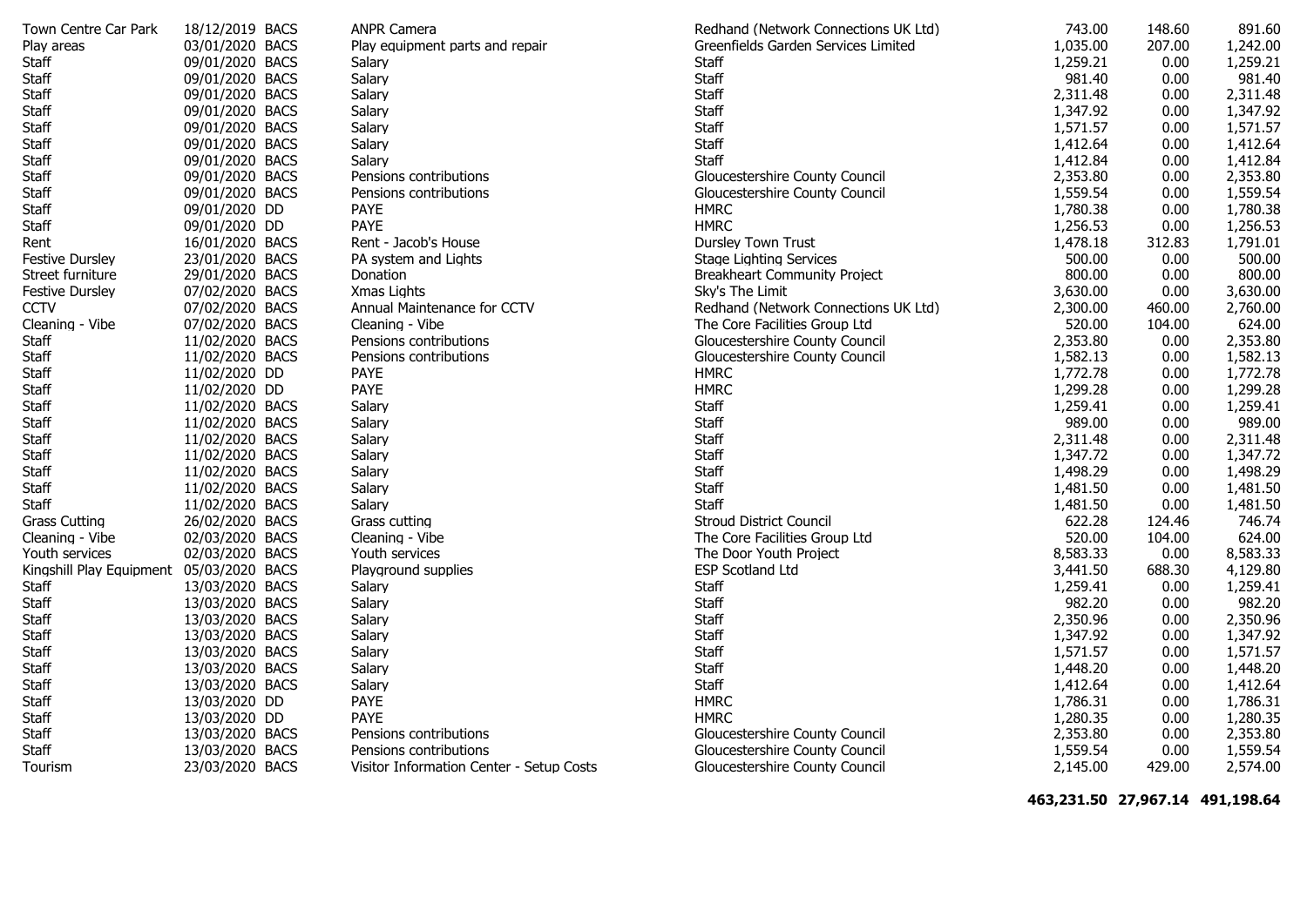| | | | | | | | |
|---|---|---|---|---|---|---|---|
| Town Centre Car Park | 18/12/2019 | BACS | ANPR Camera | Redhand (Network Connections UK Ltd) | 743.00 | 148.60 | 891.60 |
| Play areas | 03/01/2020 | BACS | Play equipment parts and repair | Greenfields Garden Services Limited | 1,035.00 | 207.00 | 1,242.00 |
| Staff | 09/01/2020 | BACS | Salary | Staff | 1,259.21 | 0.00 | 1,259.21 |
| Staff | 09/01/2020 | BACS | Salary | Staff | 981.40 | 0.00 | 981.40 |
| Staff | 09/01/2020 | BACS | Salary | Staff | 2,311.48 | 0.00 | 2,311.48 |
| Staff | 09/01/2020 | BACS | Salary | Staff | 1,347.92 | 0.00 | 1,347.92 |
| Staff | 09/01/2020 | BACS | Salary | Staff | 1,571.57 | 0.00 | 1,571.57 |
| Staff | 09/01/2020 | BACS | Salary | Staff | 1,412.64 | 0.00 | 1,412.64 |
| Staff | 09/01/2020 | BACS | Salary | Staff | 1,412.84 | 0.00 | 1,412.84 |
| Staff | 09/01/2020 | BACS | Pensions contributions | Gloucestershire County Council | 2,353.80 | 0.00 | 2,353.80 |
| Staff | 09/01/2020 | BACS | Pensions contributions | Gloucestershire County Council | 1,559.54 | 0.00 | 1,559.54 |
| Staff | 09/01/2020 | DD | PAYE | HMRC | 1,780.38 | 0.00 | 1,780.38 |
| Staff | 09/01/2020 | DD | PAYE | HMRC | 1,256.53 | 0.00 | 1,256.53 |
| Rent | 16/01/2020 | BACS | Rent - Jacob's House | Dursley Town Trust | 1,478.18 | 312.83 | 1,791.01 |
| Festive Dursley | 23/01/2020 | BACS | PA system and Lights | Stage Lighting Services | 500.00 | 0.00 | 500.00 |
| Street furniture | 29/01/2020 | BACS | Donation | Breakheart Community Project | 800.00 | 0.00 | 800.00 |
| Festive Dursley | 07/02/2020 | BACS | Xmas Lights | Sky's The Limit | 3,630.00 | 0.00 | 3,630.00 |
| CCTV | 07/02/2020 | BACS | Annual Maintenance for CCTV | Redhand (Network Connections UK Ltd) | 2,300.00 | 460.00 | 2,760.00 |
| Cleaning - Vibe | 07/02/2020 | BACS | Cleaning - Vibe | The Core Facilities Group Ltd | 520.00 | 104.00 | 624.00 |
| Staff | 11/02/2020 | BACS | Pensions contributions | Gloucestershire County Council | 2,353.80 | 0.00 | 2,353.80 |
| Staff | 11/02/2020 | BACS | Pensions contributions | Gloucestershire County Council | 1,582.13 | 0.00 | 1,582.13 |
| Staff | 11/02/2020 | DD | PAYE | HMRC | 1,772.78 | 0.00 | 1,772.78 |
| Staff | 11/02/2020 | DD | PAYE | HMRC | 1,299.28 | 0.00 | 1,299.28 |
| Staff | 11/02/2020 | BACS | Salary | Staff | 1,259.41 | 0.00 | 1,259.41 |
| Staff | 11/02/2020 | BACS | Salary | Staff | 989.00 | 0.00 | 989.00 |
| Staff | 11/02/2020 | BACS | Salary | Staff | 2,311.48 | 0.00 | 2,311.48 |
| Staff | 11/02/2020 | BACS | Salary | Staff | 1,347.72 | 0.00 | 1,347.72 |
| Staff | 11/02/2020 | BACS | Salary | Staff | 1,498.29 | 0.00 | 1,498.29 |
| Staff | 11/02/2020 | BACS | Salary | Staff | 1,481.50 | 0.00 | 1,481.50 |
| Staff | 11/02/2020 | BACS | Salary | Staff | 1,481.50 | 0.00 | 1,481.50 |
| Grass Cutting | 26/02/2020 | BACS | Grass cutting | Stroud District Council | 622.28 | 124.46 | 746.74 |
| Cleaning - Vibe | 02/03/2020 | BACS | Cleaning - Vibe | The Core Facilities Group Ltd | 520.00 | 104.00 | 624.00 |
| Youth services | 02/03/2020 | BACS | Youth services | The Door Youth Project | 8,583.33 | 0.00 | 8,583.33 |
| Kingshill Play Equipment | 05/03/2020 | BACS | Playground supplies | ESP Scotland Ltd | 3,441.50 | 688.30 | 4,129.80 |
| Staff | 13/03/2020 | BACS | Salary | Staff | 1,259.41 | 0.00 | 1,259.41 |
| Staff | 13/03/2020 | BACS | Salary | Staff | 982.20 | 0.00 | 982.20 |
| Staff | 13/03/2020 | BACS | Salary | Staff | 2,350.96 | 0.00 | 2,350.96 |
| Staff | 13/03/2020 | BACS | Salary | Staff | 1,347.92 | 0.00 | 1,347.92 |
| Staff | 13/03/2020 | BACS | Salary | Staff | 1,571.57 | 0.00 | 1,571.57 |
| Staff | 13/03/2020 | BACS | Salary | Staff | 1,448.20 | 0.00 | 1,448.20 |
| Staff | 13/03/2020 | BACS | Salary | Staff | 1,412.64 | 0.00 | 1,412.64 |
| Staff | 13/03/2020 | DD | PAYE | HMRC | 1,786.31 | 0.00 | 1,786.31 |
| Staff | 13/03/2020 | DD | PAYE | HMRC | 1,280.35 | 0.00 | 1,280.35 |
| Staff | 13/03/2020 | BACS | Pensions contributions | Gloucestershire County Council | 2,353.80 | 0.00 | 2,353.80 |
| Staff | 13/03/2020 | BACS | Pensions contributions | Gloucestershire County Council | 1,559.54 | 0.00 | 1,559.54 |
| Tourism | 23/03/2020 | BACS | Visitor Information Center - Setup Costs | Gloucestershire County Council | 2,145.00 | 429.00 | 2,574.00 |
| | | | | | **463,231.50** | **27,967.14** | **491,198.64** |